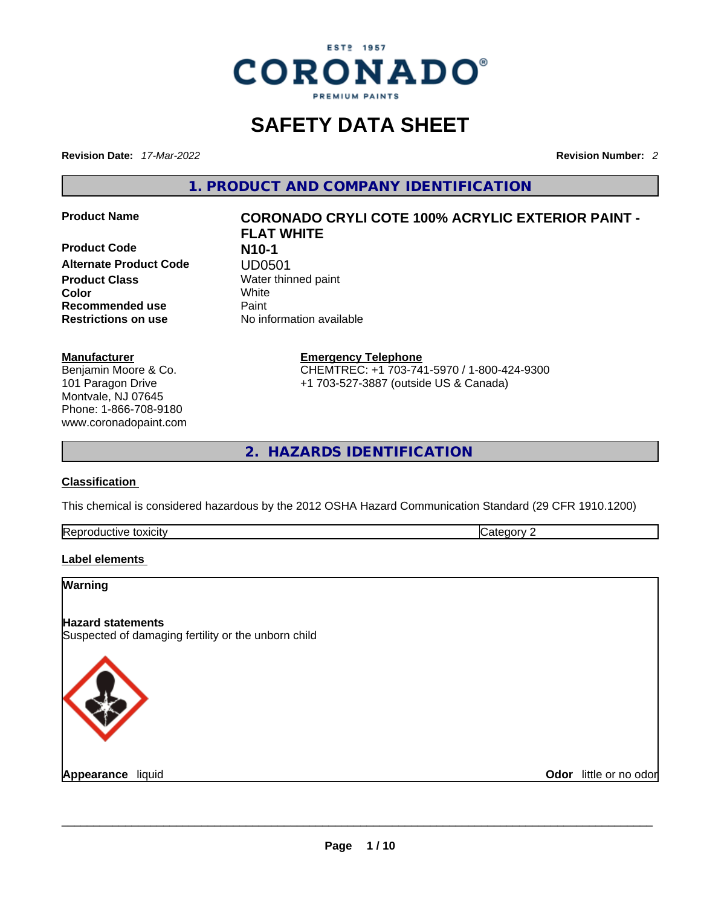ESTº 1957

CORONADO®

PREMIUM PAINTS

# SAFETY DATA SHEET

**Revision Date:** *17-Mar-2022* **Revision Number:** *2*

## 1. PRODUCT AND COMPANY IDENTIFICATION

| | |
|---|---|
| **Product Name** | **CORONADO CRYLI COTE 100% ACRYLIC EXTERIOR PAINT - FLAT WHITE** |
| **Product Code** | **N10-1** |
| **Alternate Product Code** | UD0501 |
| **Product Class** | Water thinned paint |
| **Color** | White |
| **Recommended use** | Paint |
| **Restrictions on use** | No information available |

**Manufacturer**
Benjamin Moore & Co.
101 Paragon Drive
Montvale, NJ 07645
Phone: 1-866-708-9180
www.coronadopaint.com

**Emergency Telephone**
CHEMTREC: +1 703-741-5970 / 1-800-424-9300
+1 703-527-3887 (outside US & Canada)

## 2. HAZARDS IDENTIFICATION

**Classification**

This chemical is considered hazardous by the 2012 OSHA Hazard Communication Standard (29 CFR 1910.1200)

| | |
|---|---|
| Reproductive toxicity | Category 2 |

**Label elements**

**Warning**

**Hazard statements**
Suspected of damaging fertility or the unborn child

**Appearance** liquid **Odor** little or no odor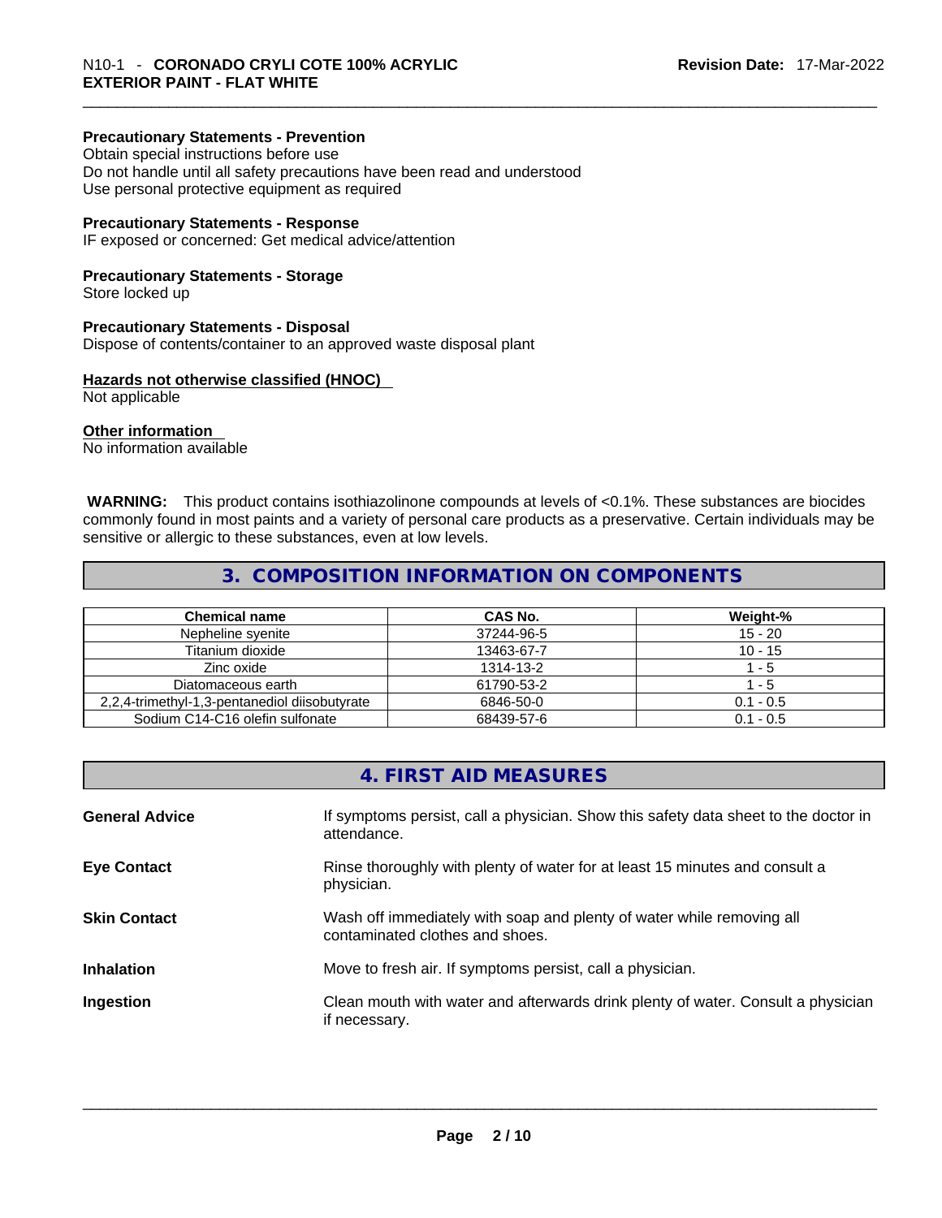#### Precautionary Statements - Prevention

Obtain special instructions before use
Do not handle until all safety precautions have been read and understood
Use personal protective equipment as required

#### Precautionary Statements - Response

IF exposed or concerned: Get medical advice/attention

#### Precautionary Statements - Storage

Store locked up

#### Precautionary Statements - Disposal

Dispose of contents/container to an approved waste disposal plant

#### Hazards not otherwise classified (HNOC)

Not applicable

#### Other information

No information available

**WARNING:** This product contains isothiazolinone compounds at levels of <0.1%. These substances are biocides commonly found in most paints and a variety of personal care products as a preservative. Certain individuals may be sensitive or allergic to these substances, even at low levels.

## 3. COMPOSITION INFORMATION ON COMPONENTS

| Chemical name | CAS No. | Weight-% |
|---|---|---|
| Nepheline syenite | 37244-96-5 | 15 - 20 |
| Titanium dioxide | 13463-67-7 | 10 - 15 |
| Zinc oxide | 1314-13-2 | 1 - 5 |
| Diatomaceous earth | 61790-53-2 | 1 - 5 |
| 2,2,4-trimethyl-1,3-pentanediol diisobutyrate | 6846-50-0 | 0.1 - 0.5 |
| Sodium C14-C16 olefin sulfonate | 68439-57-6 | 0.1 - 0.5 |

## 4. FIRST AID MEASURES

**General Advice** If symptoms persist, call a physician. Show this safety data sheet to the doctor in attendance.

**Eye Contact** Rinse thoroughly with plenty of water for at least 15 minutes and consult a physician.

**Skin Contact** Wash off immediately with soap and plenty of water while removing all contaminated clothes and shoes.

**Inhalation** Move to fresh air. If symptoms persist, call a physician.

**Ingestion** Clean mouth with water and afterwards drink plenty of water. Consult a physician if necessary.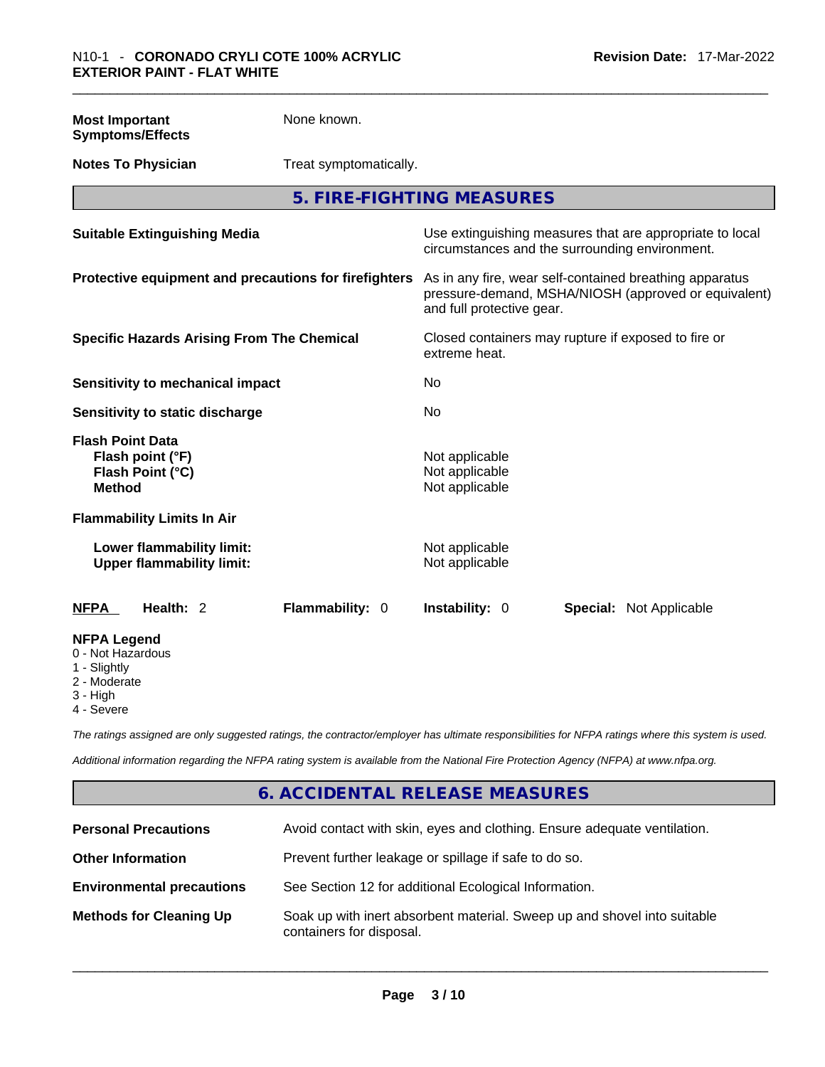**Most Important Symptoms/Effects** None known.

**Notes To Physician** Treat symptomatically.

## 5. FIRE-FIGHTING MEASURES

| | |
|---|---|
| **Suitable Extinguishing Media** | Use extinguishing measures that are appropriate to local circumstances and the surrounding environment. |
| **Protective equipment and precautions for firefighters** | As in any fire, wear self-contained breathing apparatus pressure-demand, MSHA/NIOSH (approved or equivalent) and full protective gear. |
| **Specific Hazards Arising From The Chemical** | Closed containers may rupture if exposed to fire or extreme heat. |
| **Sensitivity to mechanical impact** | No |
| **Sensitivity to static discharge** | No |

**Flash Point Data**

| | |
|---|---|
| **Flash point (°F)** | Not applicable |
| **Flash Point (°C)** | Not applicable |
| **Method** | Not applicable |

**Flammability Limits In Air**

| | |
|---|---|
| **Lower flammability limit:** | Not applicable |
| **Upper flammability limit:** | Not applicable |

| **NFPA** | **Health:** 2 | **Flammability:** 0 | **Instability:** 0 | **Special:** Not Applicable |
|---|---|---|---|---|

**NFPA Legend**
- 0 - Not Hazardous
- 1 - Slightly
- 2 - Moderate
- 3 - High
- 4 - Severe

*The ratings assigned are only suggested ratings, the contractor/employer has ultimate responsibilities for NFPA ratings where this system is used.*

*Additional information regarding the NFPA rating system is available from the National Fire Protection Agency (NFPA) at www.nfpa.org.*

## 6. ACCIDENTAL RELEASE MEASURES

| | |
|---|---|
| **Personal Precautions** | Avoid contact with skin, eyes and clothing. Ensure adequate ventilation. |
| **Other Information** | Prevent further leakage or spillage if safe to do so. |
| **Environmental precautions** | See Section 12 for additional Ecological Information. |
| **Methods for Cleaning Up** | Soak up with inert absorbent material. Sweep up and shovel into suitable containers for disposal. |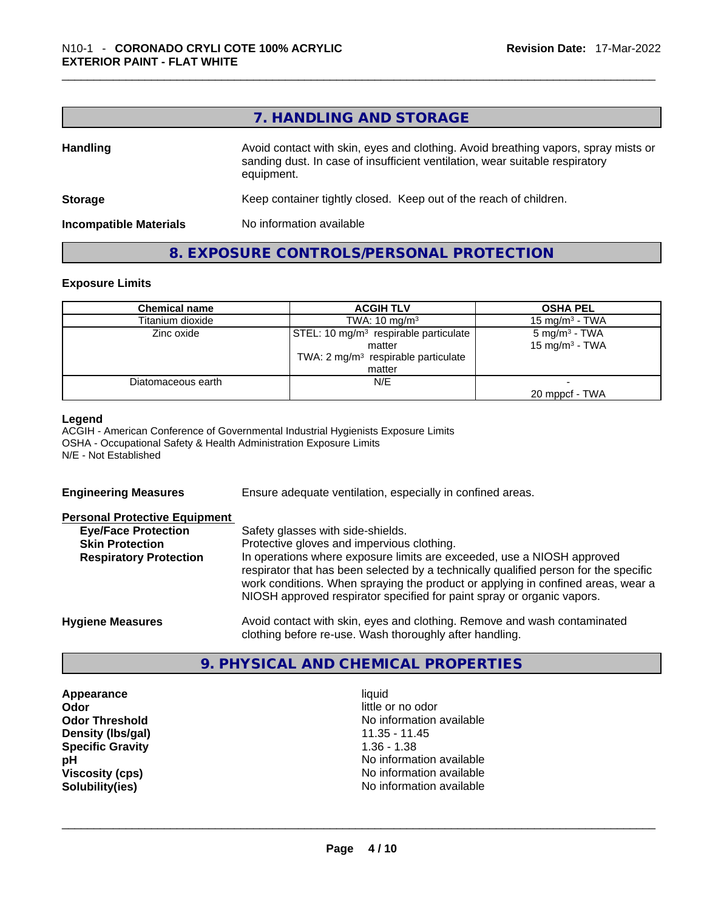## 7. HANDLING AND STORAGE

**Handling** Avoid contact with skin, eyes and clothing. Avoid breathing vapors, spray mists or sanding dust. In case of insufficient ventilation, wear suitable respiratory equipment.

**Storage** Keep container tightly closed. Keep out of the reach of children.

**Incompatible Materials** No information available

## 8. EXPOSURE CONTROLS/PERSONAL PROTECTION

### Exposure Limits

| Chemical name | ACGIH TLV | OSHA PEL |
|---|---|---|
| Titanium dioxide | TWA: 10 mg/m³ | 15 mg/m³ - TWA |
| Zinc oxide | STEL: 10 mg/m³ respirable particulate matter<br>TWA: 2 mg/m³ respirable particulate matter | 5 mg/m³ - TWA<br>15 mg/m³ - TWA |
| Diatomaceous earth | N/E | -<br>20 mppcf - TWA |

**Legend**
ACGIH - American Conference of Governmental Industrial Hygienists Exposure Limits
OSHA - Occupational Safety & Health Administration Exposure Limits
N/E - Not Established

**Engineering Measures** Ensure adequate ventilation, especially in confined areas.

**Personal Protective Equipment**

**Eye/Face Protection** Safety glasses with side-shields.

**Skin Protection** Protective gloves and impervious clothing.

**Respiratory Protection** In operations where exposure limits are exceeded, use a NIOSH approved respirator that has been selected by a technically qualified person for the specific work conditions. When spraying the product or applying in confined areas, wear a NIOSH approved respirator specified for paint spray or organic vapors.

**Hygiene Measures** Avoid contact with skin, eyes and clothing. Remove and wash contaminated clothing before re-use. Wash thoroughly after handling.

## 9. PHYSICAL AND CHEMICAL PROPERTIES

| | |
|---|---|
| **Appearance** | liquid |
| **Odor** | little or no odor |
| **Odor Threshold** | No information available |
| **Density (lbs/gal)** | 11.35 - 11.45 |
| **Specific Gravity** | 1.36 - 1.38 |
| **pH** | No information available |
| **Viscosity (cps)** | No information available |
| **Solubility(ies)** | No information available |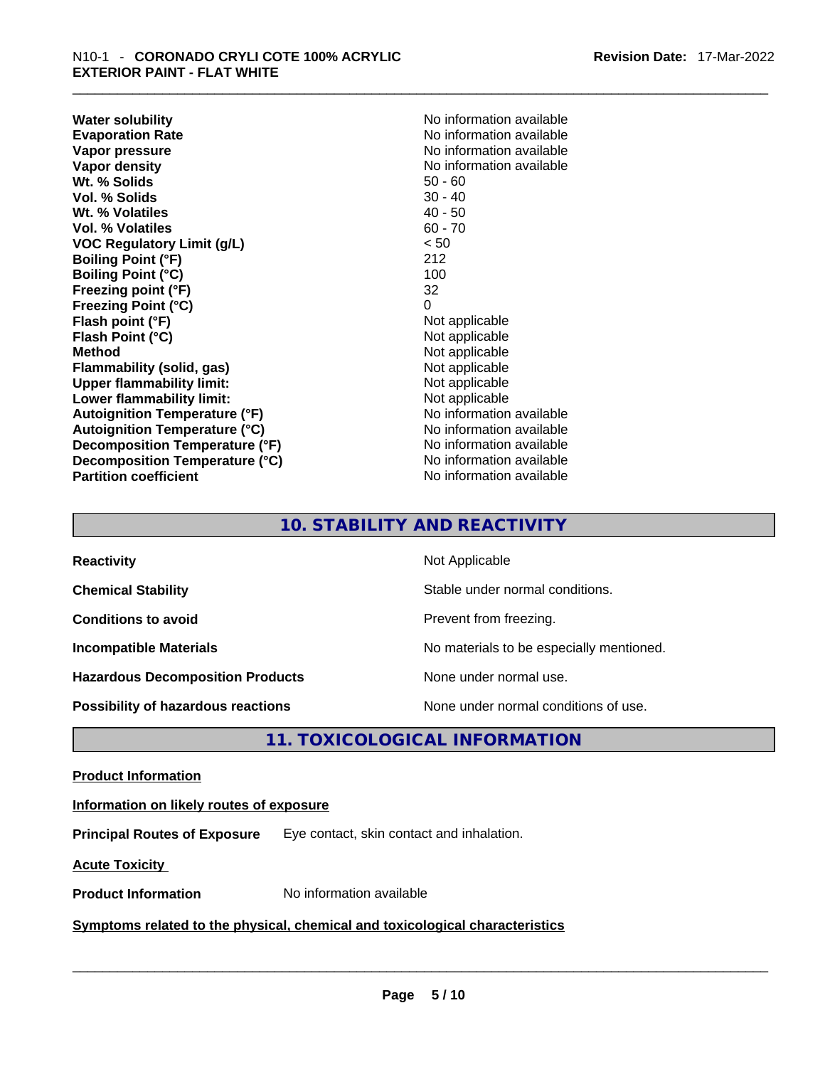| | |
|---|---|
| **Water solubility** | No information available |
| **Evaporation Rate** | No information available |
| **Vapor pressure** | No information available |
| **Vapor density** | No information available |
| **Wt. % Solids** | 50 - 60 |
| **Vol. % Solids** | 30 - 40 |
| **Wt. % Volatiles** | 40 - 50 |
| **Vol. % Volatiles** | 60 - 70 |
| **VOC Regulatory Limit (g/L)** | < 50 |
| **Boiling Point (°F)** | 212 |
| **Boiling Point (°C)** | 100 |
| **Freezing point (°F)** | 32 |
| **Freezing Point (°C)** | 0 |
| **Flash point (°F)** | Not applicable |
| **Flash Point (°C)** | Not applicable |
| **Method** | Not applicable |
| **Flammability (solid, gas)** | Not applicable |
| **Upper flammability limit:** | Not applicable |
| **Lower flammability limit:** | Not applicable |
| **Autoignition Temperature (°F)** | No information available |
| **Autoignition Temperature (°C)** | No information available |
| **Decomposition Temperature (°F)** | No information available |
| **Decomposition Temperature (°C)** | No information available |
| **Partition coefficient** | No information available |

## 10. STABILITY AND REACTIVITY

| | |
|---|---|
| **Reactivity** | Not Applicable |
| **Chemical Stability** | Stable under normal conditions. |
| **Conditions to avoid** | Prevent from freezing. |
| **Incompatible Materials** | No materials to be especially mentioned. |
| **Hazardous Decomposition Products** | None under normal use. |
| **Possibility of hazardous reactions** | None under normal conditions of use. |

## 11. TOXICOLOGICAL INFORMATION

**Product Information**

**Information on likely routes of exposure**

**Principal Routes of Exposure** Eye contact, skin contact and inhalation.

**Acute Toxicity**

**Product Information** No information available

**Symptoms related to the physical, chemical and toxicological characteristics**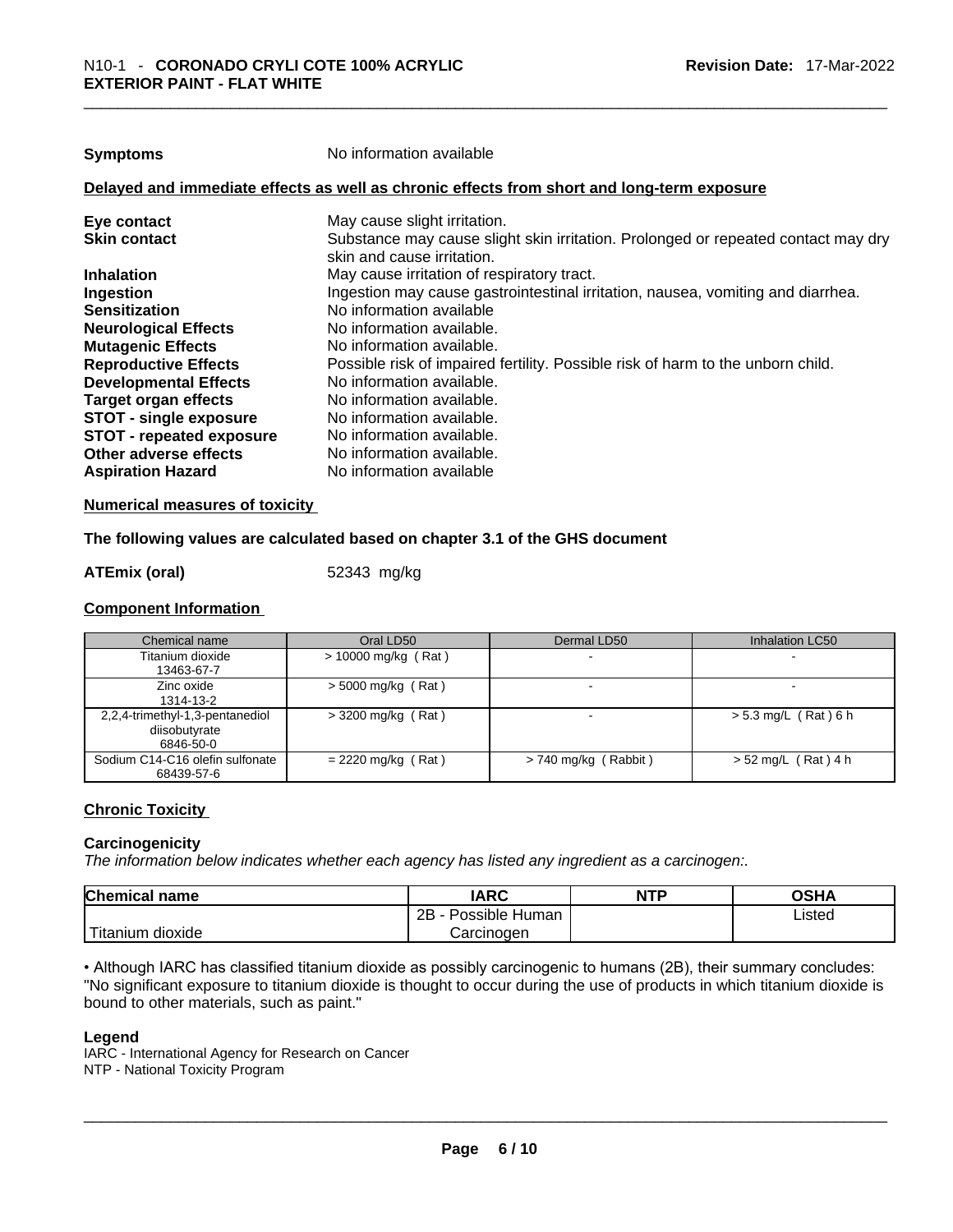**Symptoms** No information available

**Delayed and immediate effects as well as chronic effects from short and long-term exposure**

| | |
|---|---|
| **Eye contact** | May cause slight irritation. |
| **Skin contact** | Substance may cause slight skin irritation. Prolonged or repeated contact may dry skin and cause irritation. |
| **Inhalation** | May cause irritation of respiratory tract. |
| **Ingestion** | Ingestion may cause gastrointestinal irritation, nausea, vomiting and diarrhea. |
| **Sensitization** | No information available |
| **Neurological Effects** | No information available. |
| **Mutagenic Effects** | No information available. |
| **Reproductive Effects** | Possible risk of impaired fertility. Possible risk of harm to the unborn child. |
| **Developmental Effects** | No information available. |
| **Target organ effects** | No information available. |
| **STOT - single exposure** | No information available. |
| **STOT - repeated exposure** | No information available. |
| **Other adverse effects** | No information available. |
| **Aspiration Hazard** | No information available |

**Numerical measures of toxicity**

**The following values are calculated based on chapter 3.1 of the GHS document**

**ATEmix (oral)** 52343 mg/kg

**Component Information**

| Chemical name | Oral LD50 | Dermal LD50 | Inhalation LC50 |
|---|---|---|---|
| Titanium dioxide<br>13463-67-7 | > 10000 mg/kg ( Rat ) | - | - |
| Zinc oxide<br>1314-13-2 | > 5000 mg/kg ( Rat ) | - | - |
| 2,2,4-trimethyl-1,3-pentanediol diisobutyrate<br>6846-50-0 | > 3200 mg/kg ( Rat ) | - | > 5.3 mg/L ( Rat ) 6 h |
| Sodium C14-C16 olefin sulfonate<br>68439-57-6 | = 2220 mg/kg ( Rat ) | > 740 mg/kg ( Rabbit ) | > 52 mg/L ( Rat ) 4 h |

**Chronic Toxicity**

**Carcinogenicity**

*The information below indicates whether each agency has listed any ingredient as a carcinogen:.*

| Chemical name | IARC | NTP | OSHA |
|---|---|---|---|
| Titanium dioxide | 2B - Possible Human Carcinogen | | Listed |

• Although IARC has classified titanium dioxide as possibly carcinogenic to humans (2B), their summary concludes: "No significant exposure to titanium dioxide is thought to occur during the use of products in which titanium dioxide is bound to other materials, such as paint."

**Legend**

IARC - International Agency for Research on Cancer
NTP - National Toxicity Program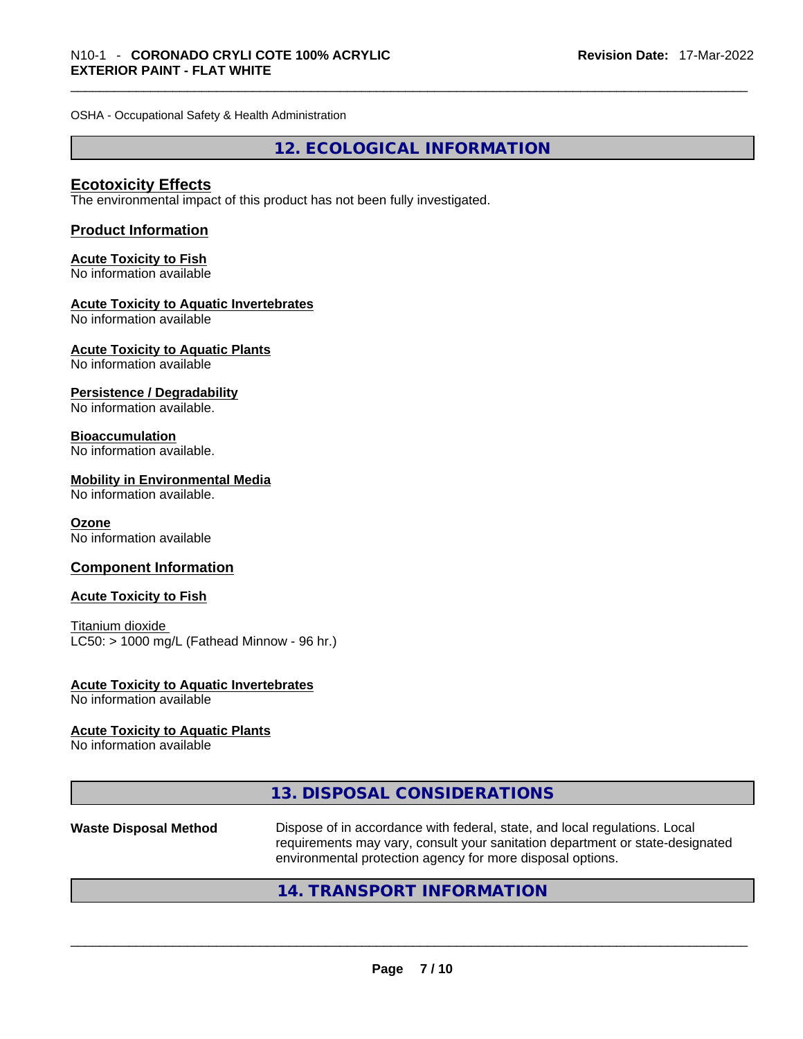OSHA - Occupational Safety & Health Administration

## 12. ECOLOGICAL INFORMATION

### Ecotoxicity Effects

The environmental impact of this product has not been fully investigated.

### Product Information

**Acute Toxicity to Fish**
No information available

**Acute Toxicity to Aquatic Invertebrates**
No information available

**Acute Toxicity to Aquatic Plants**
No information available

**Persistence / Degradability**
No information available.

**Bioaccumulation**
No information available.

**Mobility in Environmental Media**
No information available.

**Ozone**
No information available

### Component Information

**Acute Toxicity to Fish**

Titanium dioxide
LC50: > 1000 mg/L (Fathead Minnow - 96 hr.)

**Acute Toxicity to Aquatic Invertebrates**
No information available

**Acute Toxicity to Aquatic Plants**
No information available

## 13. DISPOSAL CONSIDERATIONS

**Waste Disposal Method** Dispose of in accordance with federal, state, and local regulations. Local requirements may vary, consult your sanitation department or state-designated environmental protection agency for more disposal options.

## 14. TRANSPORT INFORMATION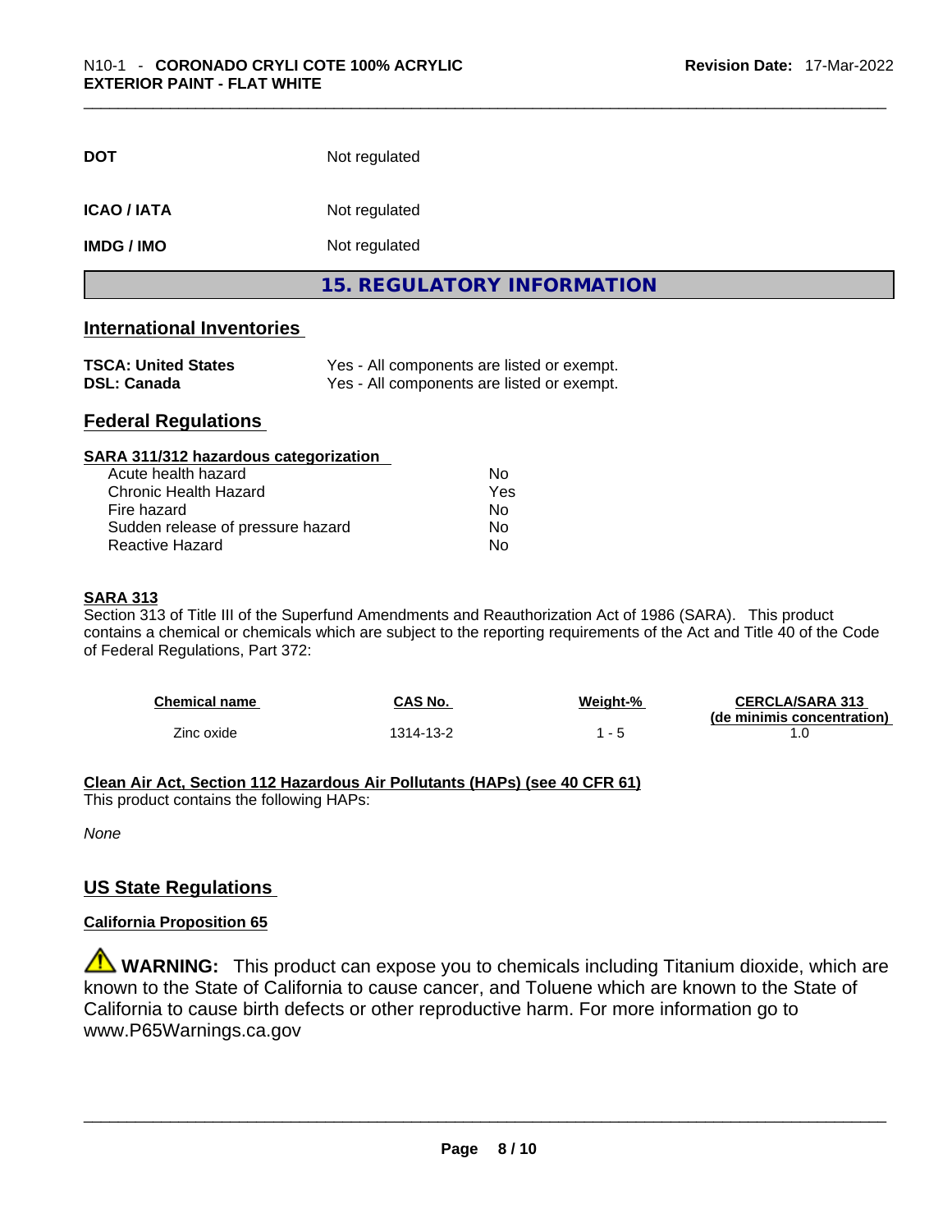| | |
|---|---|
| **DOT** | Not regulated |
| **ICAO / IATA** | Not regulated |
| **IMDG / IMO** | Not regulated |

## 15. REGULATORY INFORMATION

### International Inventories

| | |
|---|---|
| **TSCA: United States** | Yes - All components are listed or exempt. |
| **DSL: Canada** | Yes - All components are listed or exempt. |

### Federal Regulations

**SARA 311/312 hazardous categorization**

| | |
|---|---|
| Acute health hazard | No |
| Chronic Health Hazard | Yes |
| Fire hazard | No |
| Sudden release of pressure hazard | No |
| Reactive Hazard | No |

**SARA 313**

Section 313 of Title III of the Superfund Amendments and Reauthorization Act of 1986 (SARA). This product contains a chemical or chemicals which are subject to the reporting requirements of the Act and Title 40 of the Code of Federal Regulations, Part 372:

| Chemical name | CAS No. | Weight-% | CERCLA/SARA 313 (de minimis concentration) |
|---|---|---|---|
| Zinc oxide | 1314-13-2 | 1 - 5 | 1.0 |

**Clean Air Act, Section 112 Hazardous Air Pollutants (HAPs) (see 40 CFR 61)**

This product contains the following HAPs:

*None*

### US State Regulations

**California Proposition 65**

⚠ **WARNING:** This product can expose you to chemicals including Titanium dioxide, which are known to the State of California to cause cancer, and Toluene which are known to the State of California to cause birth defects or other reproductive harm. For more information go to www.P65Warnings.ca.gov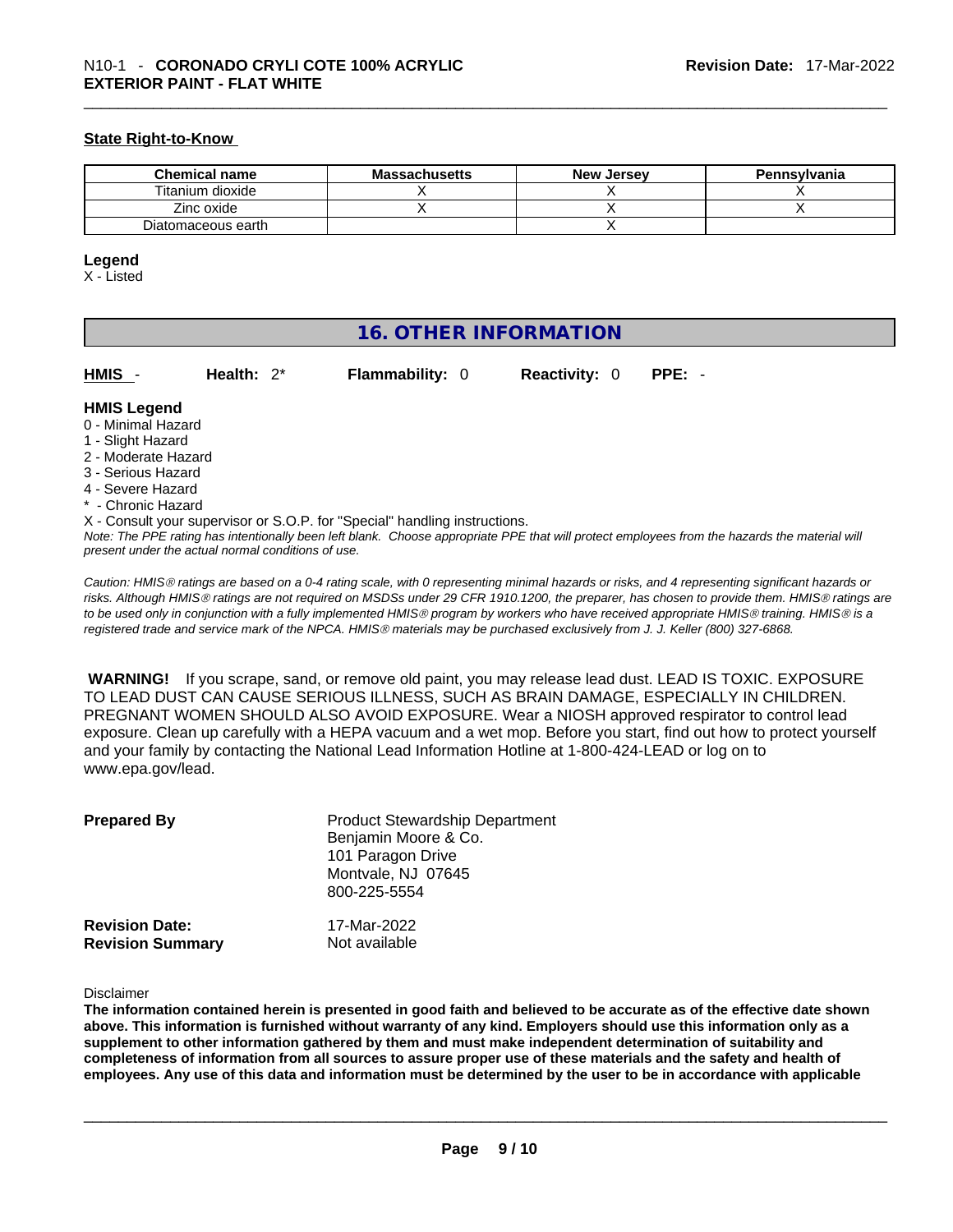**State Right-to-Know**

| Chemical name | Massachusetts | New Jersey | Pennsylvania |
| --- | --- | --- | --- |
| Titanium dioxide | X | X | X |
| Zinc oxide | X | X | X |
| Diatomaceous earth | | X | |

**Legend**
X - Listed

## 16. OTHER INFORMATION

**HMIS** - **Health:** 2* **Flammability:** 0 **Reactivity:** 0 **PPE:** -

**HMIS Legend**
0 - Minimal Hazard
1 - Slight Hazard
2 - Moderate Hazard
3 - Serious Hazard
4 - Severe Hazard
* - Chronic Hazard
X - Consult your supervisor or S.O.P. for "Special" handling instructions.
*Note: The PPE rating has intentionally been left blank. Choose appropriate PPE that will protect employees from the hazards the material will present under the actual normal conditions of use.*

*Caution: HMIS® ratings are based on a 0-4 rating scale, with 0 representing minimal hazards or risks, and 4 representing significant hazards or risks. Although HMIS® ratings are not required on MSDSs under 29 CFR 1910.1200, the preparer, has chosen to provide them. HMIS® ratings are to be used only in conjunction with a fully implemented HMIS® program by workers who have received appropriate HMIS® training. HMIS® is a registered trade and service mark of the NPCA. HMIS® materials may be purchased exclusively from J. J. Keller (800) 327-6868.*

**WARNING!** If you scrape, sand, or remove old paint, you may release lead dust. LEAD IS TOXIC. EXPOSURE TO LEAD DUST CAN CAUSE SERIOUS ILLNESS, SUCH AS BRAIN DAMAGE, ESPECIALLY IN CHILDREN. PREGNANT WOMEN SHOULD ALSO AVOID EXPOSURE. Wear a NIOSH approved respirator to control lead exposure. Clean up carefully with a HEPA vacuum and a wet mop. Before you start, find out how to protect yourself and your family by contacting the National Lead Information Hotline at 1-800-424-LEAD or log on to www.epa.gov/lead.

**Prepared By**
Product Stewardship Department
Benjamin Moore & Co.
101 Paragon Drive
Montvale, NJ 07645
800-225-5554

**Revision Date:** 17-Mar-2022
**Revision Summary** Not available

Disclaimer
**The information contained herein is presented in good faith and believed to be accurate as of the effective date shown above. This information is furnished without warranty of any kind. Employers should use this information only as a supplement to other information gathered by them and must make independent determination of suitability and completeness of information from all sources to assure proper use of these materials and the safety and health of employees. Any use of this data and information must be determined by the user to be in accordance with applicable**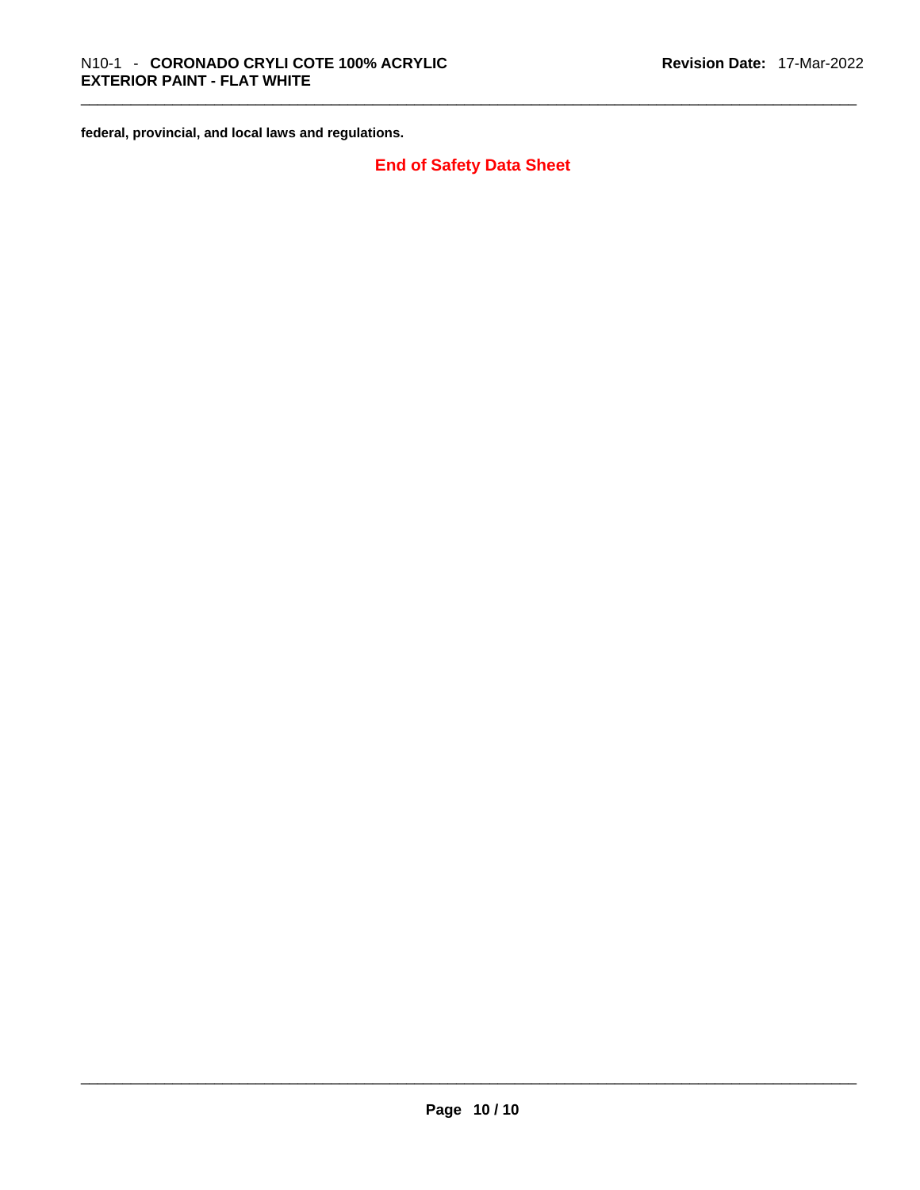**federal, provincial, and local laws and regulations.**

**End of Safety Data Sheet**